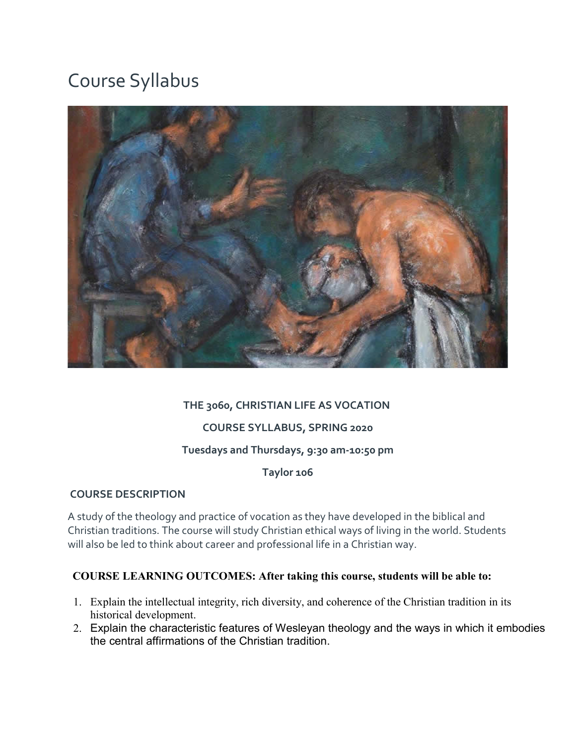# Course Syllabus

**THE 3060, CHRISTIAN LIFE AS VOCATION**

**COURSE SYLLABUS, SPRING 2020**

**Tuesdays and Thursdays, 9:30 am-10:50 pm**

**Taylor 106**

## COURSE DESCRIPTION

A study of the theology and practice of vocation as they have developed in the biblical and Christian traditions. The course will study Christian ethical ways of living in the world. Students will also be led to think about career and professional life in a Christian way.

## COURSE LEARNING OUTCOMES: After taking this course, students will be able to:

1. Explain the intellectual integrity, rich diversity, and coherence of the Christian tradition in its historical development.
2. Explain the characteristic features of Wesleyan theology and the ways in which it embodies the central affirmations of the Christian tradition.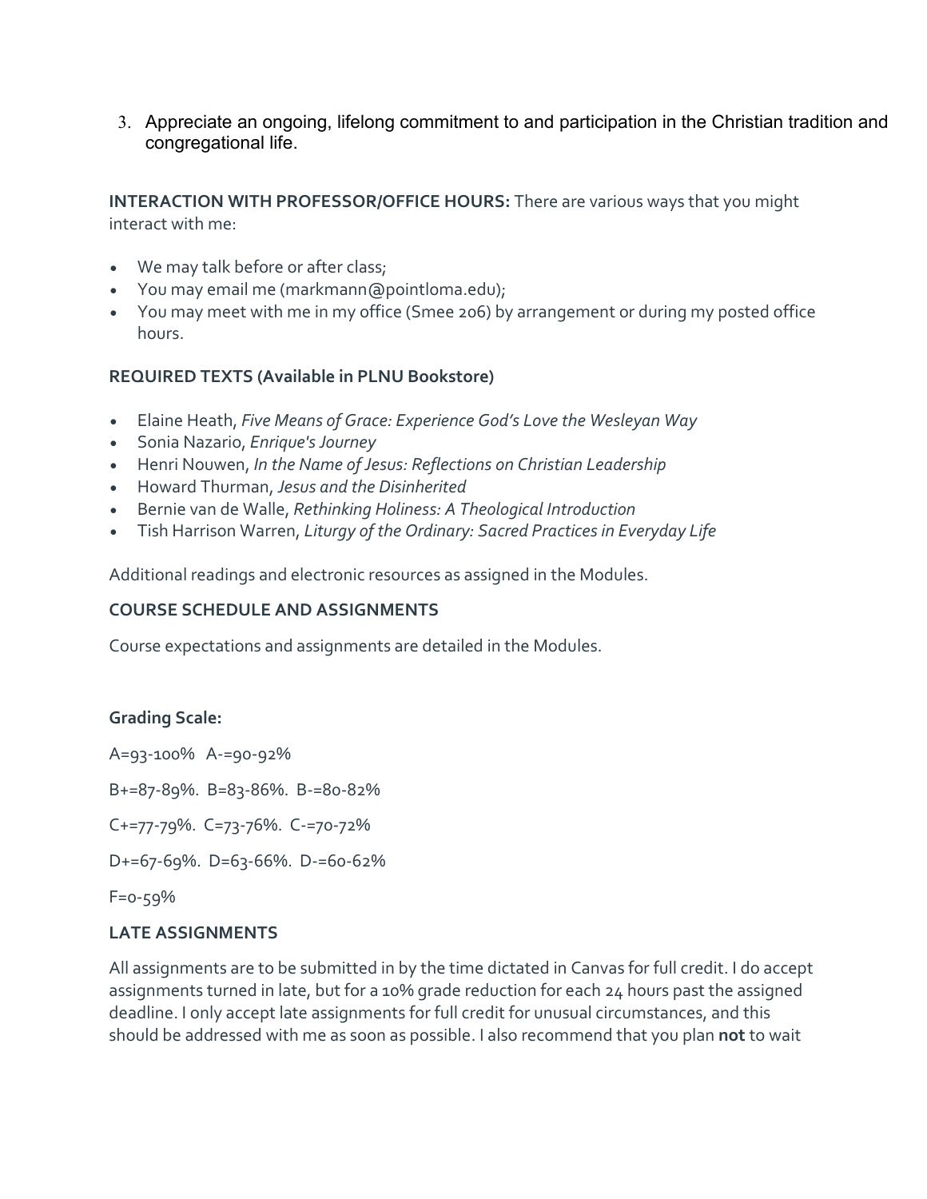3. Appreciate an ongoing, lifelong commitment to and participation in the Christian tradition and congregational life.

**INTERACTION WITH PROFESSOR/OFFICE HOURS:** There are various ways that you might interact with me:

- We may talk before or after class;
- You may email me (markmann@pointloma.edu);
- You may meet with me in my office (Smee 206) by arrangement or during my posted office hours.

**REQUIRED TEXTS (Available in PLNU Bookstore)**

- Elaine Heath, *Five Means of Grace: Experience God's Love the Wesleyan Way*
- Sonia Nazario, *Enrique's Journey*
- Henri Nouwen, *In the Name of Jesus: Reflections on Christian Leadership*
- Howard Thurman, *Jesus and the Disinherited*
- Bernie van de Walle, *Rethinking Holiness: A Theological Introduction*
- Tish Harrison Warren, *Liturgy of the Ordinary: Sacred Practices in Everyday Life*

Additional readings and electronic resources as assigned in the Modules.

**COURSE SCHEDULE AND ASSIGNMENTS**

Course expectations and assignments are detailed in the Modules.

**Grading Scale:**

A=93-100%   A-=90-92%

B+=87-89%.  B=83-86%.  B-=80-82%

C+=77-79%.  C=73-76%.  C-=70-72%

D+=67-69%.  D=63-66%.  D-=60-62%

F=0-59%

**LATE ASSIGNMENTS**

All assignments are to be submitted in by the time dictated in Canvas for full credit. I do accept assignments turned in late, but for a 10% grade reduction for each 24 hours past the assigned deadline. I only accept late assignments for full credit for unusual circumstances, and this should be addressed with me as soon as possible. I also recommend that you plan **not** to wait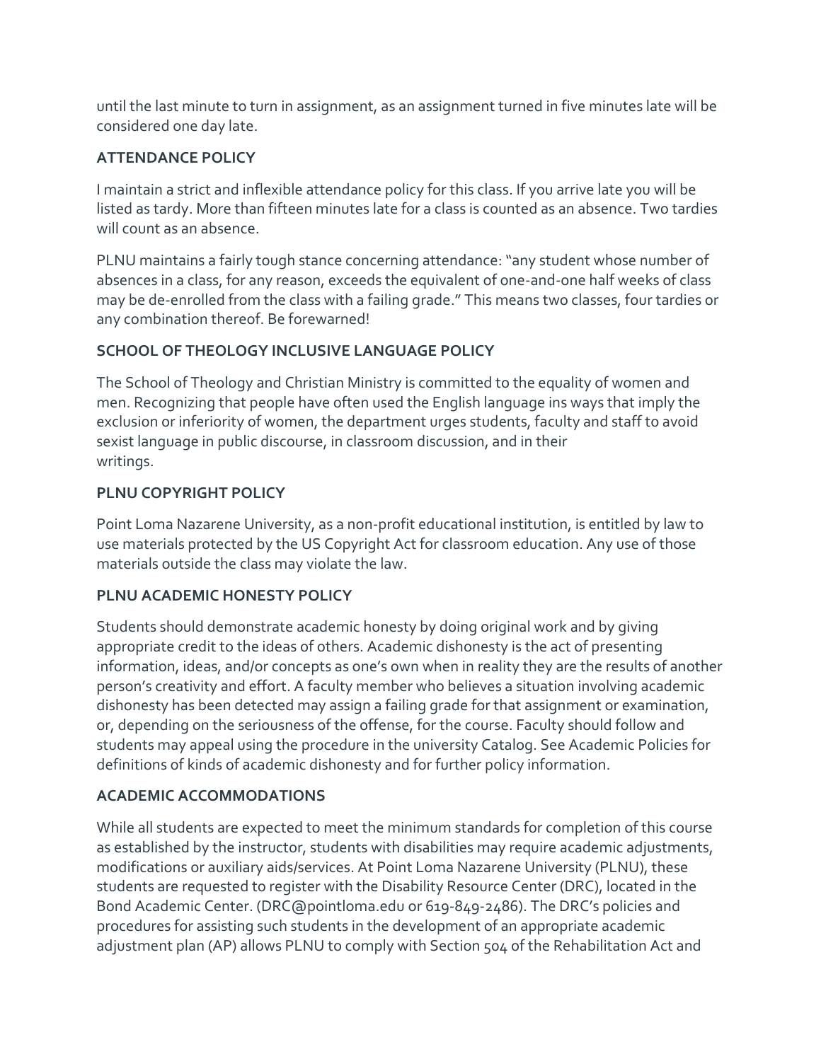until the last minute to turn in assignment, as an assignment turned in five minutes late will be considered one day late.

**ATTENDANCE POLICY**

I maintain a strict and inflexible attendance policy for this class. If you arrive late you will be listed as tardy. More than fifteen minutes late for a class is counted as an absence. Two tardies will count as an absence.

PLNU maintains a fairly tough stance concerning attendance: "any student whose number of absences in a class, for any reason, exceeds the equivalent of one-and-one half weeks of class may be de-enrolled from the class with a failing grade." This means two classes, four tardies or any combination thereof. Be forewarned!

**SCHOOL OF THEOLOGY INCLUSIVE LANGUAGE POLICY**

The School of Theology and Christian Ministry is committed to the equality of women and men. Recognizing that people have often used the English language ins ways that imply the exclusion or inferiority of women, the department urges students, faculty and staff to avoid sexist language in public discourse, in classroom discussion, and in their writings.

**PLNU COPYRIGHT POLICY**

Point Loma Nazarene University, as a non-profit educational institution, is entitled by law to use materials protected by the US Copyright Act for classroom education. Any use of those materials outside the class may violate the law.

**PLNU ACADEMIC HONESTY POLICY**

Students should demonstrate academic honesty by doing original work and by giving appropriate credit to the ideas of others. Academic dishonesty is the act of presenting information, ideas, and/or concepts as one's own when in reality they are the results of another person's creativity and effort. A faculty member who believes a situation involving academic dishonesty has been detected may assign a failing grade for that assignment or examination, or, depending on the seriousness of the offense, for the course. Faculty should follow and students may appeal using the procedure in the university Catalog. See Academic Policies for definitions of kinds of academic dishonesty and for further policy information.

**ACADEMIC ACCOMMODATIONS**

While all students are expected to meet the minimum standards for completion of this course as established by the instructor, students with disabilities may require academic adjustments, modifications or auxiliary aids/services. At Point Loma Nazarene University (PLNU), these students are requested to register with the Disability Resource Center (DRC), located in the Bond Academic Center. (DRC@pointloma.edu or 619-849-2486). The DRC's policies and procedures for assisting such students in the development of an appropriate academic adjustment plan (AP) allows PLNU to comply with Section 504 of the Rehabilitation Act and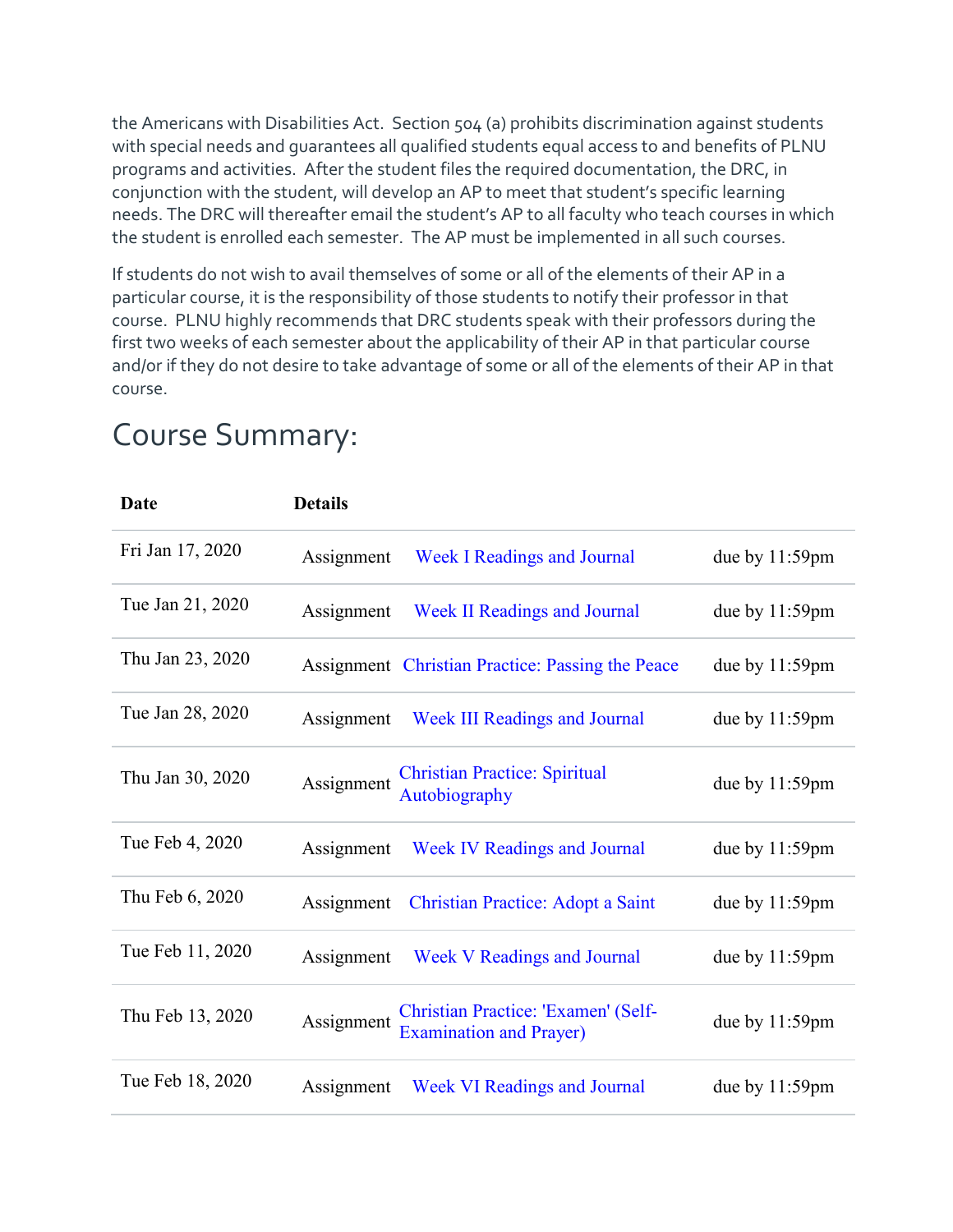the Americans with Disabilities Act. Section 504 (a) prohibits discrimination against students with special needs and guarantees all qualified students equal access to and benefits of PLNU programs and activities. After the student files the required documentation, the DRC, in conjunction with the student, will develop an AP to meet that student's specific learning needs. The DRC will thereafter email the student's AP to all faculty who teach courses in which the student is enrolled each semester. The AP must be implemented in all such courses.

If students do not wish to avail themselves of some or all of the elements of their AP in a particular course, it is the responsibility of those students to notify their professor in that course. PLNU highly recommends that DRC students speak with their professors during the first two weeks of each semester about the applicability of their AP in that particular course and/or if they do not desire to take advantage of some or all of the elements of their AP in that course.

# Course Summary:

| Date | Details | | |
|---|---|---|---|
| Fri Jan 17, 2020 | Assignment | Week I Readings and Journal | due by 11:59pm |
| Tue Jan 21, 2020 | Assignment | Week II Readings and Journal | due by 11:59pm |
| Thu Jan 23, 2020 | Assignment | Christian Practice: Passing the Peace | due by 11:59pm |
| Tue Jan 28, 2020 | Assignment | Week III Readings and Journal | due by 11:59pm |
| Thu Jan 30, 2020 | Assignment | Christian Practice: Spiritual Autobiography | due by 11:59pm |
| Tue Feb 4, 2020 | Assignment | Week IV Readings and Journal | due by 11:59pm |
| Thu Feb 6, 2020 | Assignment | Christian Practice: Adopt a Saint | due by 11:59pm |
| Tue Feb 11, 2020 | Assignment | Week V Readings and Journal | due by 11:59pm |
| Thu Feb 13, 2020 | Assignment | Christian Practice: 'Examen' (Self-Examination and Prayer) | due by 11:59pm |
| Tue Feb 18, 2020 | Assignment | Week VI Readings and Journal | due by 11:59pm |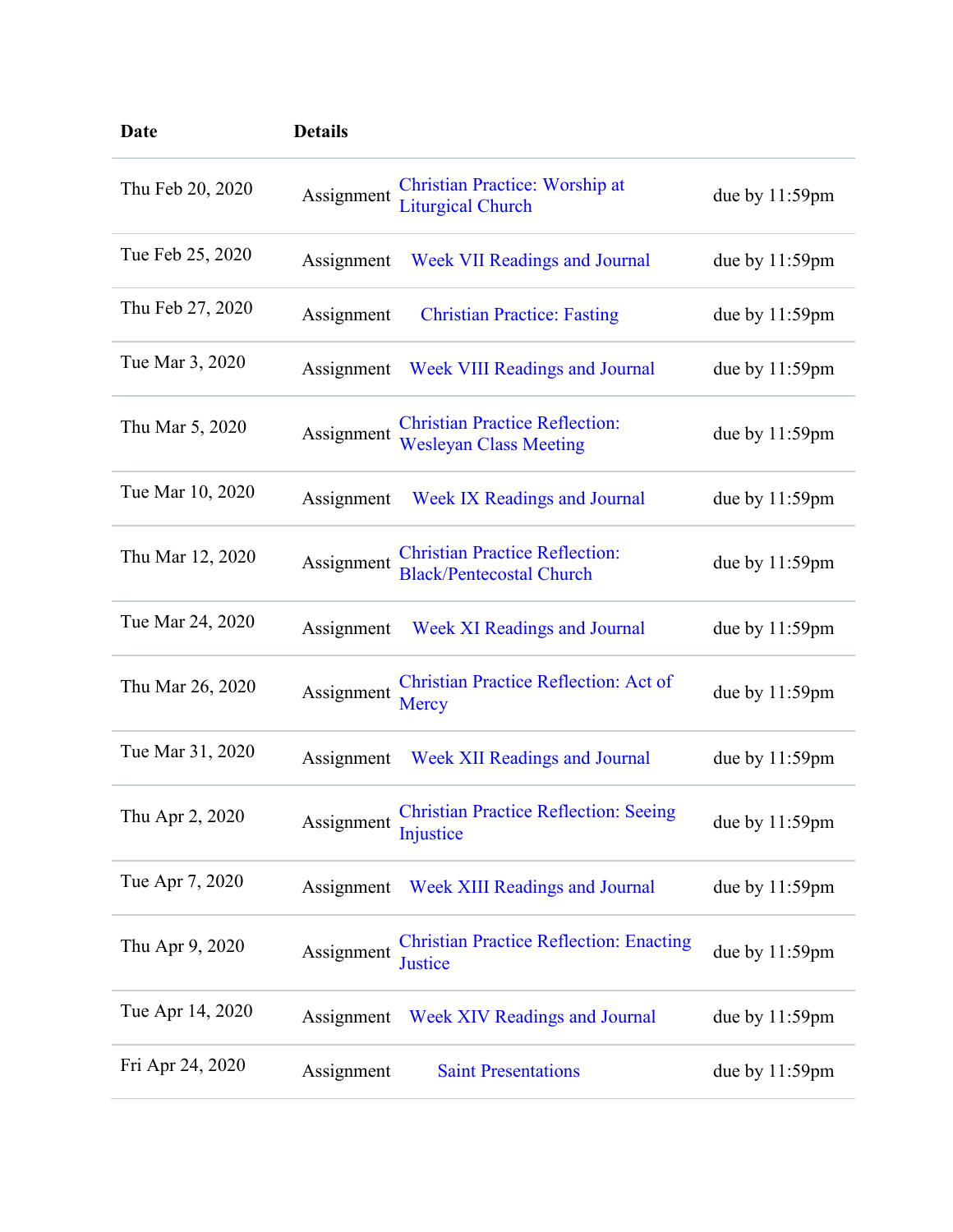| Date | Details | | |
| --- | --- | --- | --- |
| Thu Feb 20, 2020 | Assignment | Christian Practice: Worship at Liturgical Church | due by 11:59pm |
| Tue Feb 25, 2020 | Assignment | Week VII Readings and Journal | due by 11:59pm |
| Thu Feb 27, 2020 | Assignment | Christian Practice: Fasting | due by 11:59pm |
| Tue Mar 3, 2020 | Assignment | Week VIII Readings and Journal | due by 11:59pm |
| Thu Mar 5, 2020 | Assignment | Christian Practice Reflection: Wesleyan Class Meeting | due by 11:59pm |
| Tue Mar 10, 2020 | Assignment | Week IX Readings and Journal | due by 11:59pm |
| Thu Mar 12, 2020 | Assignment | Christian Practice Reflection: Black/Pentecostal Church | due by 11:59pm |
| Tue Mar 24, 2020 | Assignment | Week XI Readings and Journal | due by 11:59pm |
| Thu Mar 26, 2020 | Assignment | Christian Practice Reflection: Act of Mercy | due by 11:59pm |
| Tue Mar 31, 2020 | Assignment | Week XII Readings and Journal | due by 11:59pm |
| Thu Apr 2, 2020 | Assignment | Christian Practice Reflection: Seeing Injustice | due by 11:59pm |
| Tue Apr 7, 2020 | Assignment | Week XIII Readings and Journal | due by 11:59pm |
| Thu Apr 9, 2020 | Assignment | Christian Practice Reflection: Enacting Justice | due by 11:59pm |
| Tue Apr 14, 2020 | Assignment | Week XIV Readings and Journal | due by 11:59pm |
| Fri Apr 24, 2020 | Assignment | Saint Presentations | due by 11:59pm |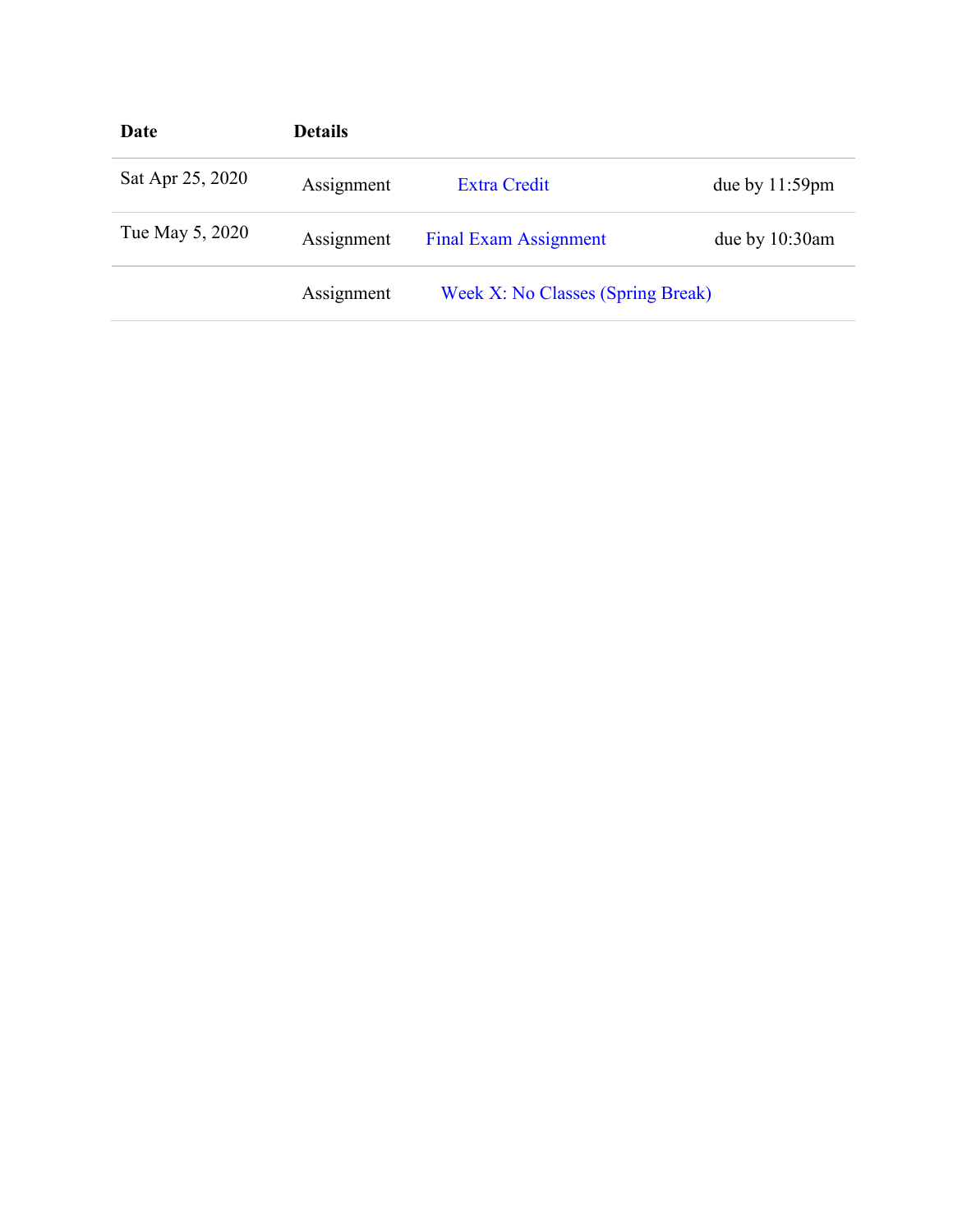| Date | Details | | |
|---|---|---|---|
| Sat Apr 25, 2020 | Assignment | Extra Credit | due by 11:59pm |
| Tue May 5, 2020 | Assignment | Final Exam Assignment | due by 10:30am |
| | Assignment | Week X: No Classes (Spring Break) | |